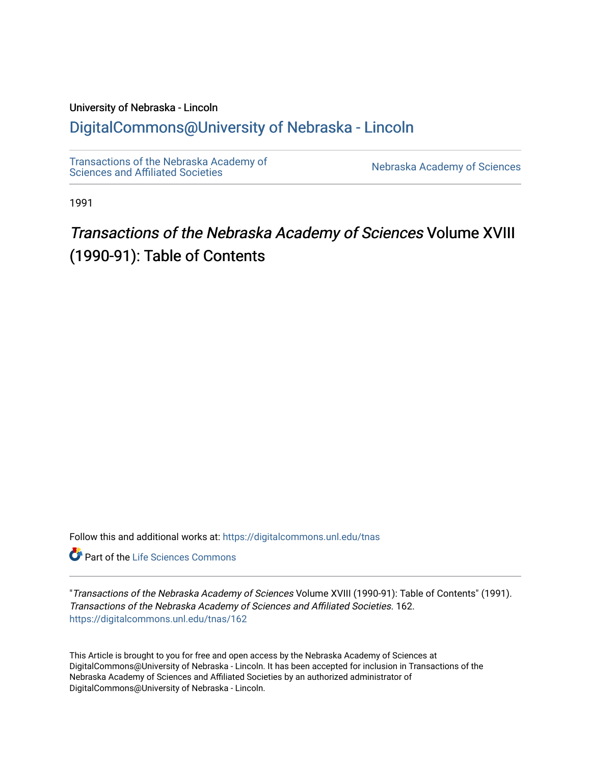University of Nebraska - Lincoln

## DigitalCommons@University of Nebraska - Lincoln

Transactions of the Nebraska Academy of Sciences and Affiliated Societies

Nebraska Academy of Sciences

1991

# *Transactions of the Nebraska Academy of Sciences* Volume XVIII (1990-91): Table of Contents

Follow this and additional works at: https://digitalcommons.unl.edu/tnas

Part of the Life Sciences Commons

"*Transactions of the Nebraska Academy of Sciences* Volume XVIII (1990-91): Table of Contents" (1991). *Transactions of the Nebraska Academy of Sciences and Affiliated Societies*. 162.
https://digitalcommons.unl.edu/tnas/162

This Article is brought to you for free and open access by the Nebraska Academy of Sciences at DigitalCommons@University of Nebraska - Lincoln. It has been accepted for inclusion in Transactions of the Nebraska Academy of Sciences and Affiliated Societies by an authorized administrator of DigitalCommons@University of Nebraska - Lincoln.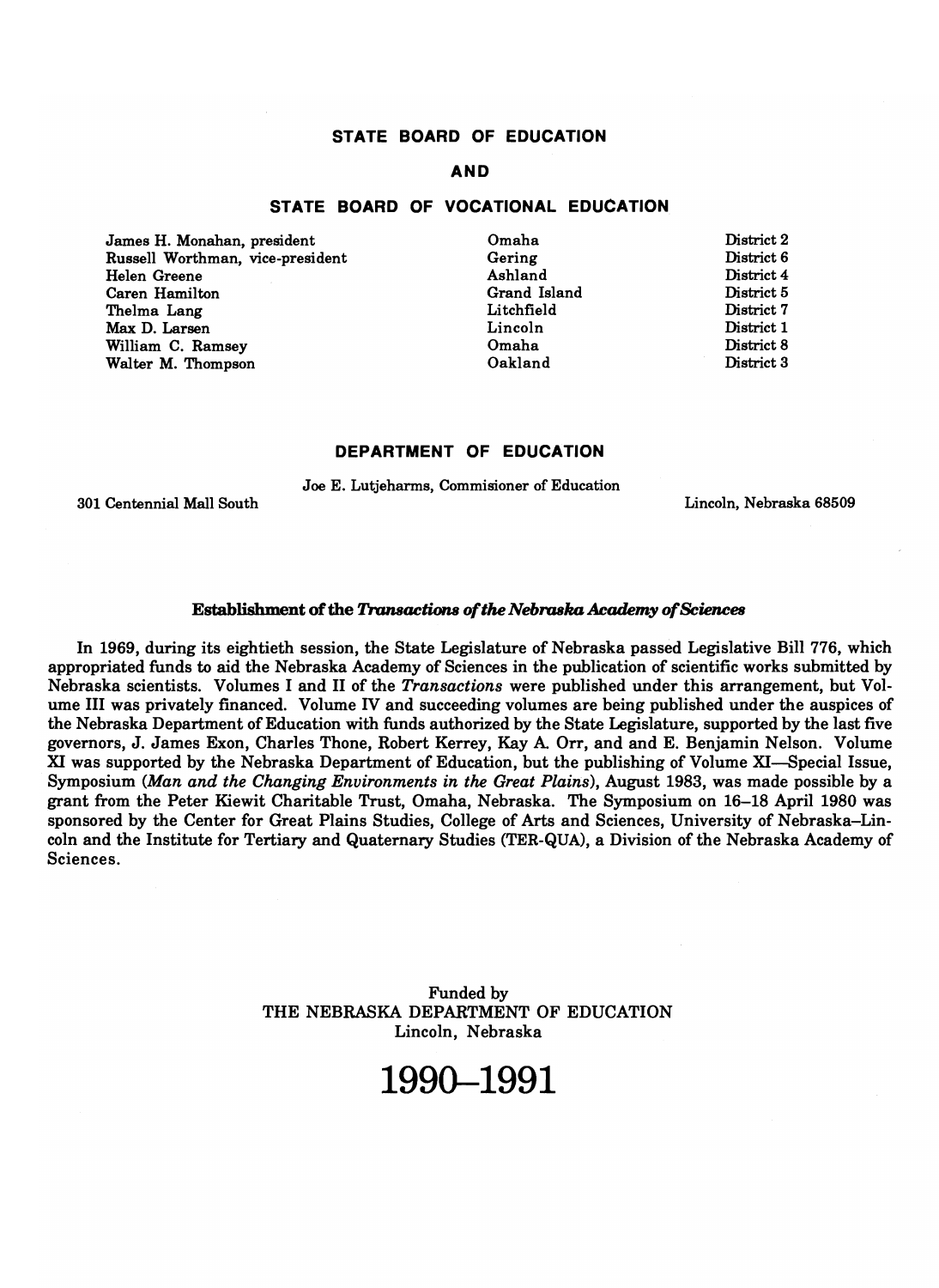## STATE BOARD OF EDUCATION

## AND

## STATE BOARD OF VOCATIONAL EDUCATION

| | | |
|---|---|---|
| James H. Monahan, president | Omaha | District 2 |
| Russell Worthman, vice-president | Gering | District 6 |
| Helen Greene | Ashland | District 4 |
| Caren Hamilton | Grand Island | District 5 |
| Thelma Lang | Litchfield | District 7 |
| Max D. Larsen | Lincoln | District 1 |
| William C. Ramsey | Omaha | District 8 |
| Walter M. Thompson | Oakland | District 3 |

## DEPARTMENT OF EDUCATION

Joe E. Lutjeharms, Commisioner of Education

301 Centennial Mall South — Lincoln, Nebraska 68509

### Establishment of the *Transactions of the Nebraska Academy of Sciences*

In 1969, during its eightieth session, the State Legislature of Nebraska passed Legislative Bill 776, which appropriated funds to aid the Nebraska Academy of Sciences in the publication of scientific works submitted by Nebraska scientists. Volumes I and II of the *Transactions* were published under this arrangement, but Volume III was privately financed. Volume IV and succeeding volumes are being published under the auspices of the Nebraska Department of Education with funds authorized by the State Legislature, supported by the last five governors, J. James Exon, Charles Thone, Robert Kerrey, Kay A. Orr, and and E. Benjamin Nelson. Volume XI was supported by the Nebraska Department of Education, but the publishing of Volume XI—Special Issue, Symposium (*Man and the Changing Environments in the Great Plains*), August 1983, was made possible by a grant from the Peter Kiewit Charitable Trust, Omaha, Nebraska. The Symposium on 16–18 April 1980 was sponsored by the Center for Great Plains Studies, College of Arts and Sciences, University of Nebraska–Lincoln and the Institute for Tertiary and Quaternary Studies (TER-QUA), a Division of the Nebraska Academy of Sciences.

Funded by
THE NEBRASKA DEPARTMENT OF EDUCATION
Lincoln, Nebraska

# 1990–1991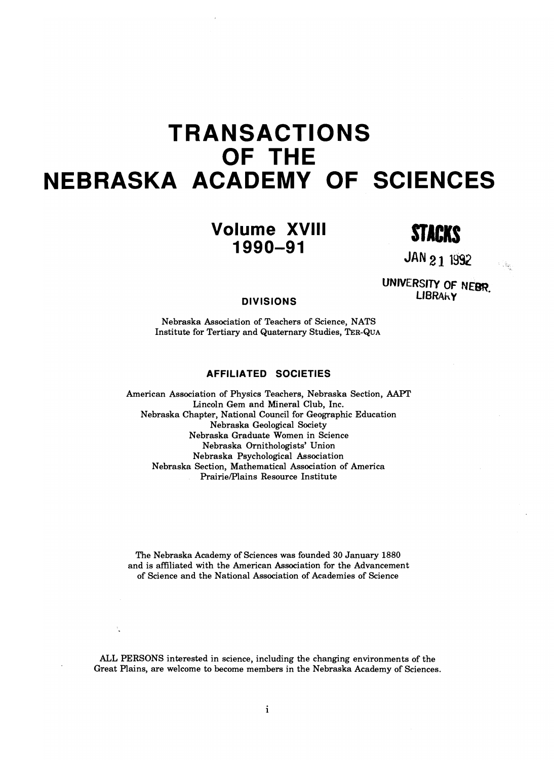# TRANSACTIONS OF THE NEBRASKA ACADEMY OF SCIENCES

## Volume XVIII 1990–91

STACKS

JAN 21 1992

UNIVERSITY OF NEBR. LIBRARY

### DIVISIONS

Nebraska Association of Teachers of Science, NATS
Institute for Tertiary and Quaternary Studies, TER-QUA

### AFFILIATED SOCIETIES

American Association of Physics Teachers, Nebraska Section, AAPT
Lincoln Gem and Mineral Club, Inc.
Nebraska Chapter, National Council for Geographic Education
Nebraska Geological Society
Nebraska Graduate Women in Science
Nebraska Ornithologists' Union
Nebraska Psychological Association
Nebraska Section, Mathematical Association of America
Prairie/Plains Resource Institute

The Nebraska Academy of Sciences was founded 30 January 1880 and is affiliated with the American Association for the Advancement of Science and the National Association of Academies of Science

ALL PERSONS interested in science, including the changing environments of the Great Plains, are welcome to become members in the Nebraska Academy of Sciences.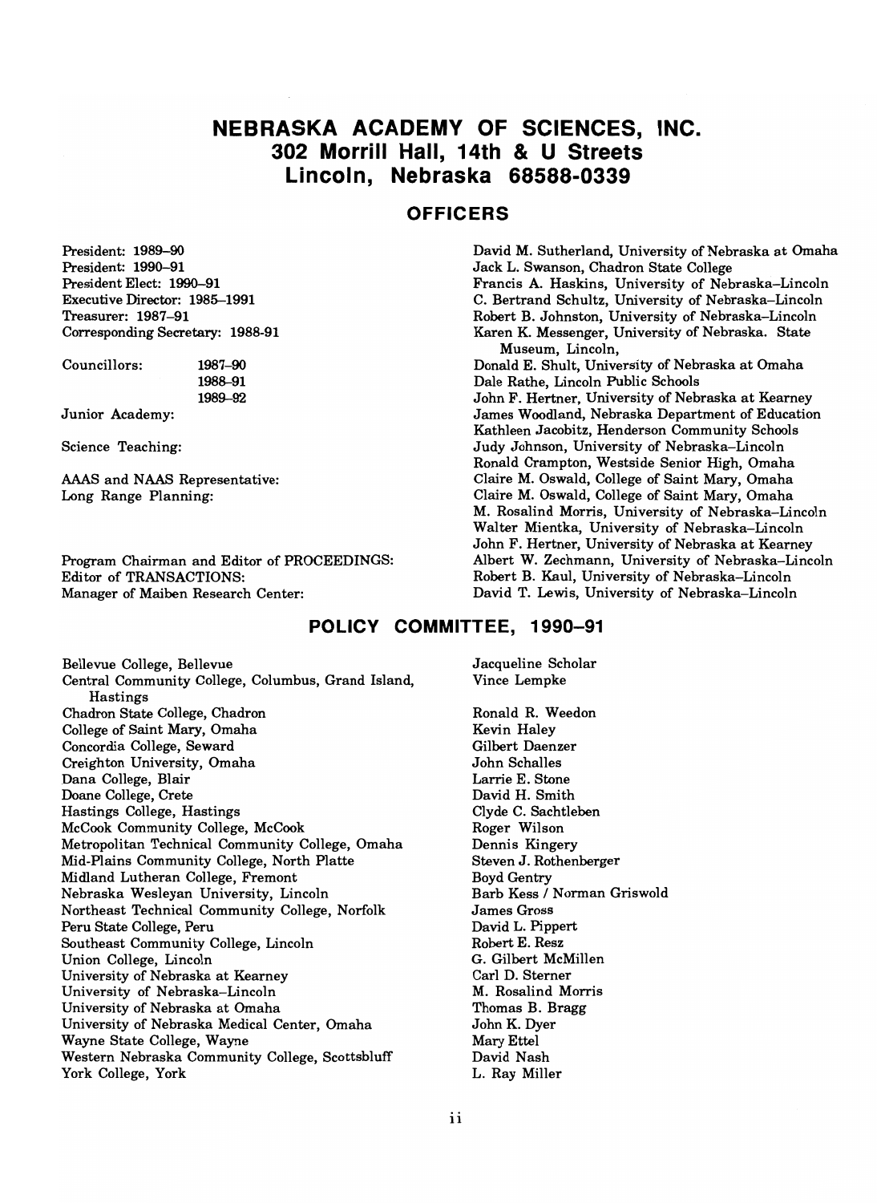# NEBRASKA ACADEMY OF SCIENCES, INC.
## 302 Morrill Hall, 14th & U Streets
## Lincoln, Nebraska 68588-0339

### OFFICERS

| Office | Name |
|---|---|
| President: 1989–90 | David M. Sutherland, University of Nebraska at Omaha |
| President: 1990–91 | Jack L. Swanson, Chadron State College |
| President Elect: 1990–91 | Francis A. Haskins, University of Nebraska–Lincoln |
| Executive Director: 1985–1991 | C. Bertrand Schultz, University of Nebraska–Lincoln |
| Treasurer: 1987–91 | Robert B. Johnston, University of Nebraska–Lincoln |
| Corresponding Secretary: 1988-91 | Karen K. Messenger, University of Nebraska. State Museum, Lincoln, |
| Councillors: 1987–90 | Donald E. Shult, University of Nebraska at Omaha |
| 1988–91 | Dale Rathe, Lincoln Public Schools |
| 1989–92 | John F. Hertner, University of Nebraska at Kearney |
| Junior Academy: | James Woodland, Nebraska Department of Education |
| | Kathleen Jacobitz, Henderson Community Schools |
| Science Teaching: | Judy Johnson, University of Nebraska–Lincoln |
| | Ronald Crampton, Westside Senior High, Omaha |
| AAAS and NAAS Representative: | Claire M. Oswald, College of Saint Mary, Omaha |
| Long Range Planning: | Claire M. Oswald, College of Saint Mary, Omaha |
| | M. Rosalind Morris, University of Nebraska–Lincoln |
| | Walter Mientka, University of Nebraska–Lincoln |
| | John F. Hertner, University of Nebraska at Kearney |
| Program Chairman and Editor of PROCEEDINGS: | Albert W. Zechmann, University of Nebraska–Lincoln |
| Editor of TRANSACTIONS: | Robert B. Kaul, University of Nebraska–Lincoln |
| Manager of Maiben Research Center: | David T. Lewis, University of Nebraska–Lincoln |

### POLICY COMMITTEE, 1990–91

| Institution | Representative |
|---|---|
| Bellevue College, Bellevue | Jacqueline Scholar |
| Central Community College, Columbus, Grand Island, Hastings | Vince Lempke |
| Chadron State College, Chadron | Ronald R. Weedon |
| College of Saint Mary, Omaha | Kevin Haley |
| Concordia College, Seward | Gilbert Daenzer |
| Creighton University, Omaha | John Schalles |
| Dana College, Blair | Larrie E. Stone |
| Doane College, Crete | David H. Smith |
| Hastings College, Hastings | Clyde C. Sachtleben |
| McCook Community College, McCook | Roger Wilson |
| Metropolitan Technical Community College, Omaha | Dennis Kingery |
| Mid-Plains Community College, North Platte | Steven J. Rothenberger |
| Midland Lutheran College, Fremont | Boyd Gentry |
| Nebraska Wesleyan University, Lincoln | Barb Kess / Norman Griswold |
| Northeast Technical Community College, Norfolk | James Gross |
| Peru State College, Peru | David L. Pippert |
| Southeast Community College, Lincoln | Robert E. Resz |
| Union College, Lincoln | G. Gilbert McMillen |
| University of Nebraska at Kearney | Carl D. Sterner |
| University of Nebraska–Lincoln | M. Rosalind Morris |
| University of Nebraska at Omaha | Thomas B. Bragg |
| University of Nebraska Medical Center, Omaha | John K. Dyer |
| Wayne State College, Wayne | Mary Ettel |
| Western Nebraska Community College, Scottsbluff | David Nash |
| York College, York | L. Ray Miller |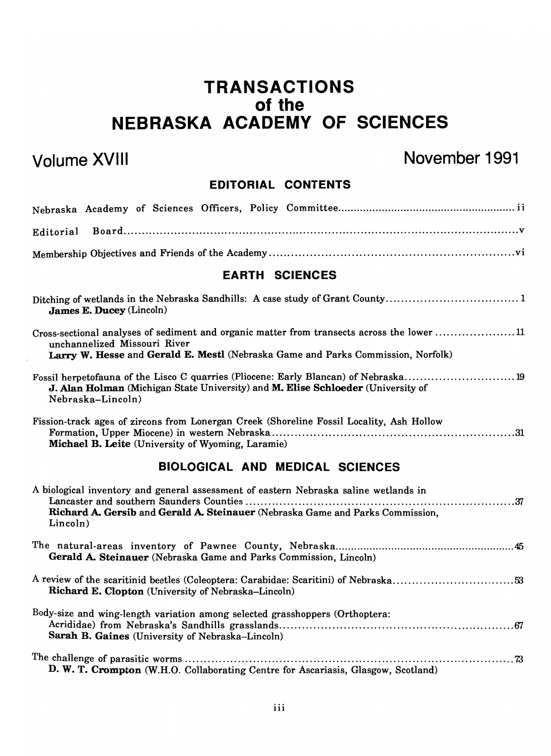# TRANSACTIONS of the NEBRASKA ACADEMY OF SCIENCES

**Volume XVIII** **November 1991**

## EDITORIAL CONTENTS

Nebraska Academy of Sciences Officers, Policy Committee ........ ii

Editorial Board ........ v

Membership Objectives and Friends of the Academy ........ vi

## EARTH SCIENCES

Ditching of wetlands in the Nebraska Sandhills: A case study of Grant County ........ 1
**James E. Ducey** (Lincoln)

Cross-sectional analyses of sediment and organic matter from transects across the lower unchannelized Missouri River ........ 11
**Larry W. Hesse** and **Gerald E. Mestl** (Nebraska Game and Parks Commission, Norfolk)

Fossil herpetofauna of the Lisco C quarries (Pliocene: Early Blancan) of Nebraska ........ 19
**J. Alan Holman** (Michigan State University) and **M. Elise Schloeder** (University of Nebraska–Lincoln)

Fission-track ages of zircons from Lonergan Creek (Shoreline Fossil Locality, Ash Hollow Formation, Upper Miocene) in western Nebraska ........ 31
**Michael B. Leite** (University of Wyoming, Laramie)

## BIOLOGICAL AND MEDICAL SCIENCES

A biological inventory and general assessment of eastern Nebraska saline wetlands in Lancaster and southern Saunders Counties ........ 37
**Richard A. Gersib** and **Gerald A. Steinauer** (Nebraska Game and Parks Commission, Lincoln)

The natural-areas inventory of Pawnee County, Nebraska ........ 45
**Gerald A. Steinauer** (Nebraska Game and Parks Commission, Lincoln)

A review of the scaritinid beetles (Coleoptera: Carabidae: Scaritini) of Nebraska ........ 53
**Richard E. Clopton** (University of Nebraska–Lincoln)

Body-size and wing-length variation among selected grasshoppers (Orthoptera: Acrididae) from Nebraska's Sandhills grasslands ........ 67
**Sarah B. Gaines** (University of Nebraska–Lincoln)

The challenge of parasitic worms ........ 73
**D. W. T. Crompton** (W.H.O. Collaborating Centre for Ascariasis, Glasgow, Scotland)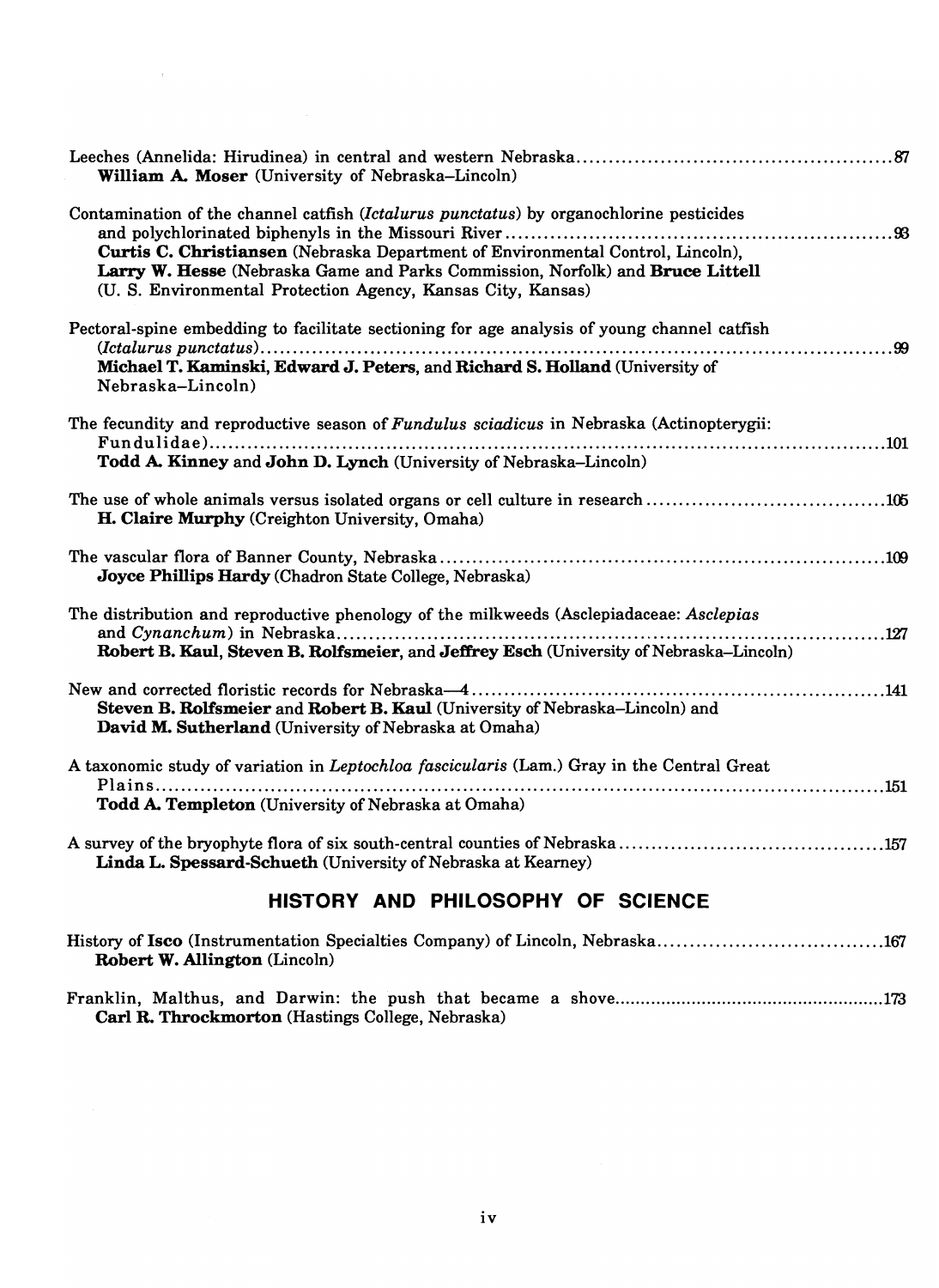Leeches (Annelida: Hirudinea) in central and western Nebraska ................................................ 87
**William A. Moser** (University of Nebraska–Lincoln)

Contamination of the channel catfish (*Ictalurus punctatus*) by organochlorine pesticides and polychlorinated biphenyls in the Missouri River ................................................ 93
**Curtis C. Christiansen** (Nebraska Department of Environmental Control, Lincoln), **Larry W. Hesse** (Nebraska Game and Parks Commission, Norfolk) and **Bruce Littell** (U. S. Environmental Protection Agency, Kansas City, Kansas)

Pectoral-spine embedding to facilitate sectioning for age analysis of young channel catfish (*Ictalurus punctatus*) ................................................ 99
**Michael T. Kaminski, Edward J. Peters,** and **Richard S. Holland** (University of Nebraska–Lincoln)

The fecundity and reproductive season of *Fundulus sciadicus* in Nebraska (Actinopterygii: Fundulidae) ................................................ 101
**Todd A. Kinney** and **John D. Lynch** (University of Nebraska–Lincoln)

The use of whole animals versus isolated organs or cell culture in research ................................................ 105
**H. Claire Murphy** (Creighton University, Omaha)

The vascular flora of Banner County, Nebraska ................................................ 109
**Joyce Phillips Hardy** (Chadron State College, Nebraska)

The distribution and reproductive phenology of the milkweeds (Asclepiadaceae: *Asclepias* and *Cynanchum*) in Nebraska ................................................ 127
**Robert B. Kaul, Steven B. Rolfsmeier,** and **Jeffrey Esch** (University of Nebraska–Lincoln)

New and corrected floristic records for Nebraska—4 ................................................ 141
**Steven B. Rolfsmeier** and **Robert B. Kaul** (University of Nebraska–Lincoln) and **David M. Sutherland** (University of Nebraska at Omaha)

A taxonomic study of variation in *Leptochloa fascicularis* (Lam.) Gray in the Central Great Plains ................................................ 151
**Todd A. Templeton** (University of Nebraska at Omaha)

A survey of the bryophyte flora of six south-central counties of Nebraska ................................................ 157
**Linda L. Spessard-Schueth** (University of Nebraska at Kearney)

## HISTORY AND PHILOSOPHY OF SCIENCE

History of **Isco** (Instrumentation Specialties Company) of Lincoln, Nebraska ................................................ 167
**Robert W. Allington** (Lincoln)

Franklin, Malthus, and Darwin: the push that became a shove ................................................ 173
**Carl R. Throckmorton** (Hastings College, Nebraska)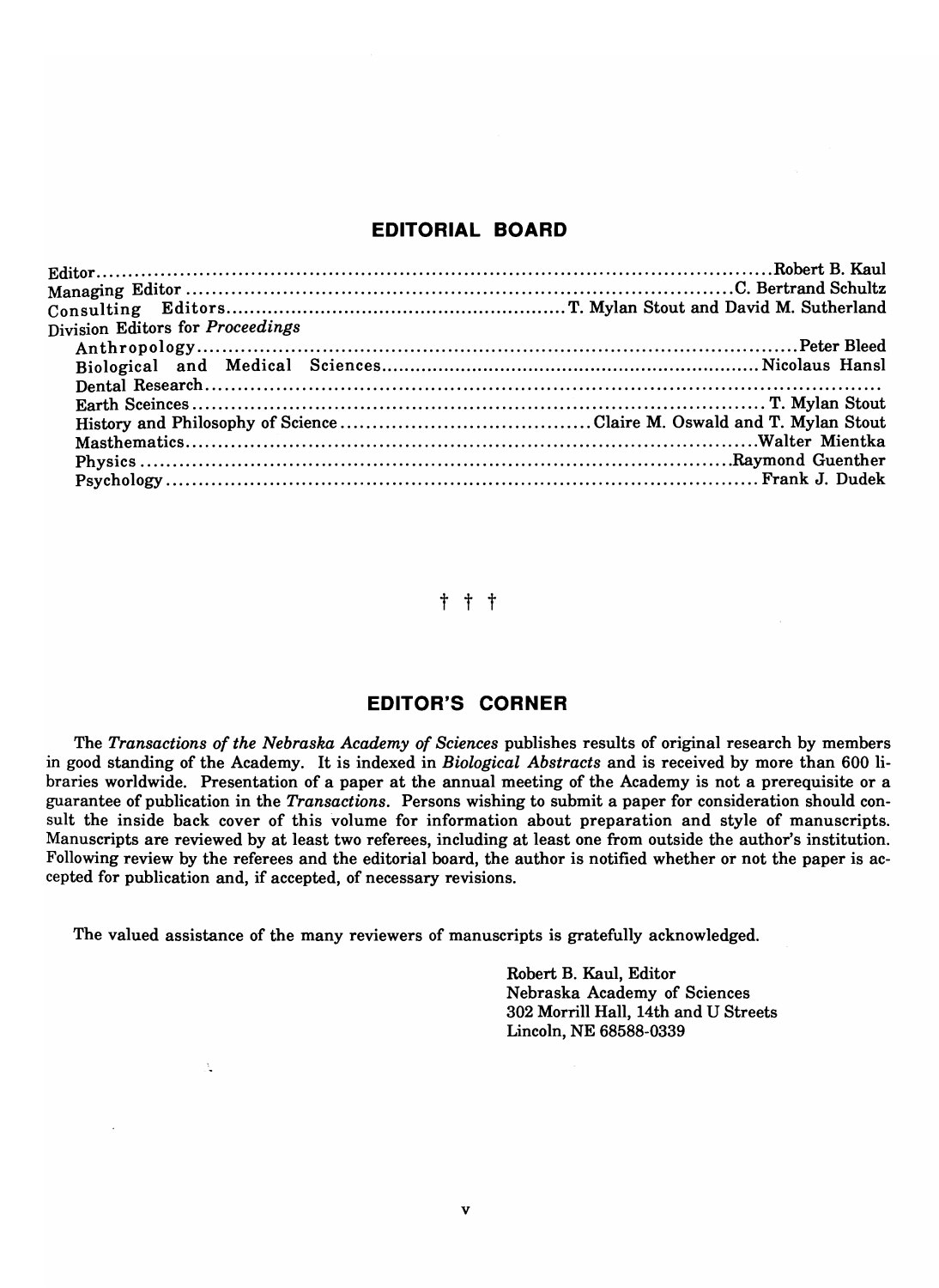## EDITORIAL BOARD

Editor........................................................................................................Robert B. Kaul
Managing Editor ........................................................................................C. Bertrand Schultz
Consulting Editors.......................................................T. Mylan Stout and David M. Sutherland
Division Editors for *Proceedings*
Anthropology..........................................................................................Peter Bleed
Biological and Medical Sciences.............................................................Nicolaus Hansl
Dental Research..............................................................................................
Earth Sceinces ..........................................................................................T. Mylan Stout
History and Philosophy of Science........................................Claire M. Oswald and T. Mylan Stout
Masthematics.............................................................................................Walter Mientka
Physics.......................................................................................................Raymond Guenther
Psychology..................................................................................................Frank J. Dudek

† † †

## EDITOR'S CORNER

The *Transactions of the Nebraska Academy of Sciences* publishes results of original research by members in good standing of the Academy. It is indexed in *Biological Abstracts* and is received by more than 600 libraries worldwide. Presentation of a paper at the annual meeting of the Academy is not a prerequisite or a guarantee of publication in the *Transactions*. Persons wishing to submit a paper for consideration should consult the inside back cover of this volume for information about preparation and style of manuscripts. Manuscripts are reviewed by at least two referees, including at least one from outside the author's institution. Following review by the referees and the editorial board, the author is notified whether or not the paper is accepted for publication and, if accepted, of necessary revisions.

The valued assistance of the many reviewers of manuscripts is gratefully acknowledged.

Robert B. Kaul, Editor
Nebraska Academy of Sciences
302 Morrill Hall, 14th and U Streets
Lincoln, NE 68588-0339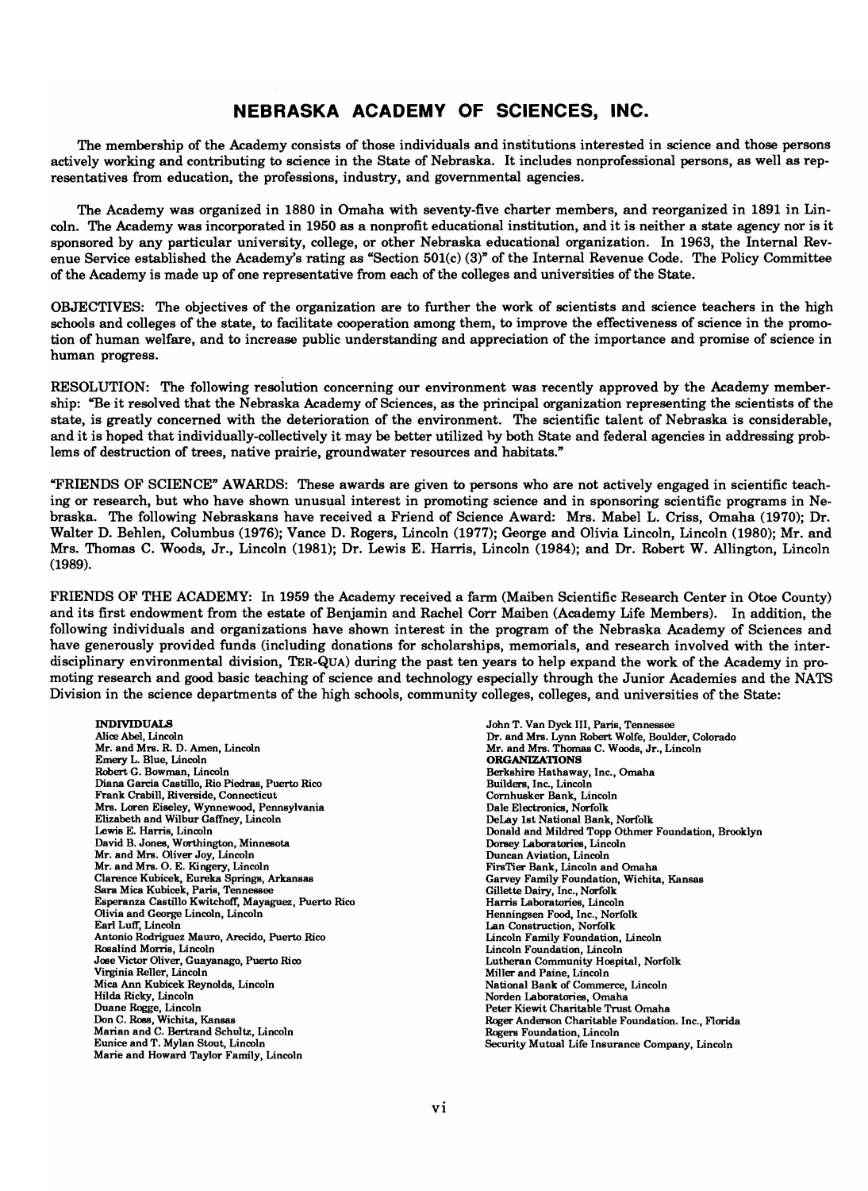## NEBRASKA ACADEMY OF SCIENCES, INC.

The membership of the Academy consists of those individuals and institutions interested in science and those persons actively working and contributing to science in the State of Nebraska. It includes nonprofessional persons, as well as representatives from education, the professions, industry, and governmental agencies.

The Academy was organized in 1880 in Omaha with seventy-five charter members, and reorganized in 1891 in Lincoln. The Academy was incorporated in 1950 as a nonprofit educational institution, and it is neither a state agency nor is it sponsored by any particular university, college, or other Nebraska educational organization. In 1963, the Internal Revenue Service established the Academy's rating as "Section 501(c) (3)" of the Internal Revenue Code. The Policy Committee of the Academy is made up of one representative from each of the colleges and universities of the State.

OBJECTIVES: The objectives of the organization are to further the work of scientists and science teachers in the high schools and colleges of the state, to facilitate cooperation among them, to improve the effectiveness of science in the promotion of human welfare, and to increase public understanding and appreciation of the importance and promise of science in human progress.

RESOLUTION: The following resolution concerning our environment was recently approved by the Academy membership: "Be it resolved that the Nebraska Academy of Sciences, as the principal organization representing the scientists of the state, is greatly concerned with the deterioration of the environment. The scientific talent of Nebraska is considerable, and it is hoped that individually-collectively it may be better utilized by both State and federal agencies in addressing problems of destruction of trees, native prairie, groundwater resources and habitats."

"FRIENDS OF SCIENCE" AWARDS: These awards are given to persons who are not actively engaged in scientific teaching or research, but who have shown unusual interest in promoting science and in sponsoring scientific programs in Nebraska. The following Nebraskans have received a Friend of Science Award: Mrs. Mabel L. Criss, Omaha (1970); Dr. Walter D. Behlen, Columbus (1976); Vance D. Rogers, Lincoln (1977); George and Olivia Lincoln, Lincoln (1980); Mr. and Mrs. Thomas C. Woods, Jr., Lincoln (1981); Dr. Lewis E. Harris, Lincoln (1984); and Dr. Robert W. Allington, Lincoln (1989).

FRIENDS OF THE ACADEMY: In 1959 the Academy received a farm (Maiben Scientific Research Center in Otoe County) and its first endowment from the estate of Benjamin and Rachel Corr Maiben (Academy Life Members). In addition, the following individuals and organizations have shown interest in the program of the Nebraska Academy of Sciences and have generously provided funds (including donations for scholarships, memorials, and research involved with the interdisciplinary environmental division, TER-QUA) during the past ten years to help expand the work of the Academy in promoting research and good basic teaching of science and technology especially through the Junior Academies and the NATS Division in the science departments of the high schools, community colleges, colleges, and universities of the State:

**INDIVIDUALS**

Alice Abel, Lincoln
Mr. and Mrs. R. D. Amen, Lincoln
Emery L. Blue, Lincoln
Robert G. Bowman, Lincoln
Diana Garcia Castillo, Rio Piedras, Puerto Rico
Frank Crabill, Riverside, Connecticut
Mrs. Loren Eiseley, Wynnewood, Pennsylvania
Elizabeth and Wilbur Gaffney, Lincoln
Lewis E. Harris, Lincoln
David B. Jones, Worthington, Minnesota
Mr. and Mrs. Oliver Joy, Lincoln
Mr. and Mrs. O. E. Kingery, Lincoln
Clarence Kubicek, Eureka Springs, Arkansas
Sara Mica Kubicek, Paris, Tennessee
Esperanza Castillo Kwitchoff, Mayaguez, Puerto Rico
Olivia and George Lincoln, Lincoln
Earl Luff, Lincoln
Antonio Rodriguez Mauro, Arecido, Puerto Rico
Rosalind Morris, Lincoln
Jose Victor Oliver, Guayanago, Puerto Rico
Virginia Reller, Lincoln
Mica Ann Kubicek Reynolds, Lincoln
Hilda Ricky, Lincoln
Duane Rogge, Lincoln
Don C. Ross, Wichita, Kansas
Marian and C. Bertrand Schultz, Lincoln
Eunice and T. Mylan Stout, Lincoln
Marie and Howard Taylor Family, Lincoln
John T. Van Dyck III, Paris, Tennessee
Dr. and Mrs. Lynn Robert Wolfe, Boulder, Colorado
Mr. and Mrs. Thomas C. Woods, Jr., Lincoln

**ORGANIZATIONS**

Berkshire Hathaway, Inc., Omaha
Builders, Inc., Lincoln
Cornhusker Bank, Lincoln
Dale Electronics, Norfolk
DeLay 1st National Bank, Norfolk
Donald and Mildred Topp Othmer Foundation, Brooklyn
Dorsey Laboratories, Lincoln
Duncan Aviation, Lincoln
FirsTier Bank, Lincoln and Omaha
Garvey Family Foundation, Wichita, Kansas
Gillette Dairy, Inc., Norfolk
Harris Laboratories, Lincoln
Henningsen Food, Inc., Norfolk
Lan Construction, Norfolk
Lincoln Family Foundation, Lincoln
Lincoln Foundation, Lincoln
Lutheran Community Hospital, Norfolk
Miller and Paine, Lincoln
National Bank of Commerce, Lincoln
Norden Laboratories, Omaha
Peter Kiewit Charitable Trust Omaha
Roger Anderson Charitable Foundation. Inc., Florida
Rogers Foundation, Lincoln
Security Mutual Life Insurance Company, Lincoln